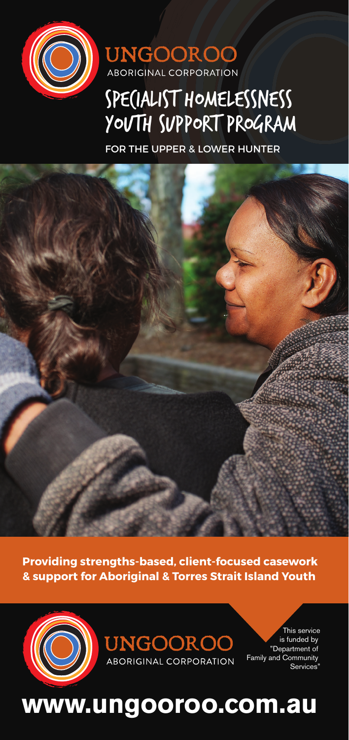UNGOOROO

ABORIGINAL CORPORATION

# SPECIALIST HOMELESSNESS YOUTH SUPPORT PROGRAM

FOR THE UPPER & LOWER HUNTER

**Providing strengths-based, client-focused casework & support for Aboriginal & Torres Strait Island Youth**

UNGOOROO

ABORIGINAL CORPORATION

This service is funded by "Department of Family and Community Services"

## www.ungooroo.com.au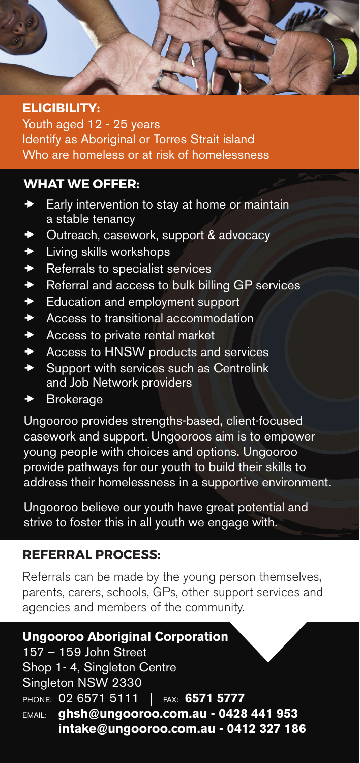**ELIGIBILITY:**

Youth aged 12 - 25 years
Identify as Aboriginal or Torres Strait island
Who are homeless or at risk of homelessness

## WHAT WE OFFER:

- Early intervention to stay at home or maintain a stable tenancy
- Outreach, casework, support & advocacy
- Living skills workshops
- Referrals to specialist services
- Referral and access to bulk billing GP services
- Education and employment support
- Access to transitional accommodation
- Access to private rental market
- Access to HNSW products and services
- Support with services such as Centrelink and Job Network providers
- Brokerage

Ungooroo provides strengths-based, client-focused casework and support. Ungooroos aim is to empower young people with choices and options. Ungooroo provide pathways for our youth to build their skills to address their homelessness in a supportive environment.

Ungooroo believe our youth have great potential and strive to foster this in all youth we engage with.

## REFERRAL PROCESS:

Referrals can be made by the young person themselves, parents, carers, schools, GPs, other support services and agencies and members of the community.

**Ungooroo Aboriginal Corporation**
157 – 159 John Street
Shop 1- 4, Singleton Centre
Singleton NSW 2330
PHONE: 02 6571 5111 | FAX: **6571 5777**
EMAIL: **ghsh@ungooroo.com.au - 0428 441 953**
**intake@ungooroo.com.au - 0412 327 186**